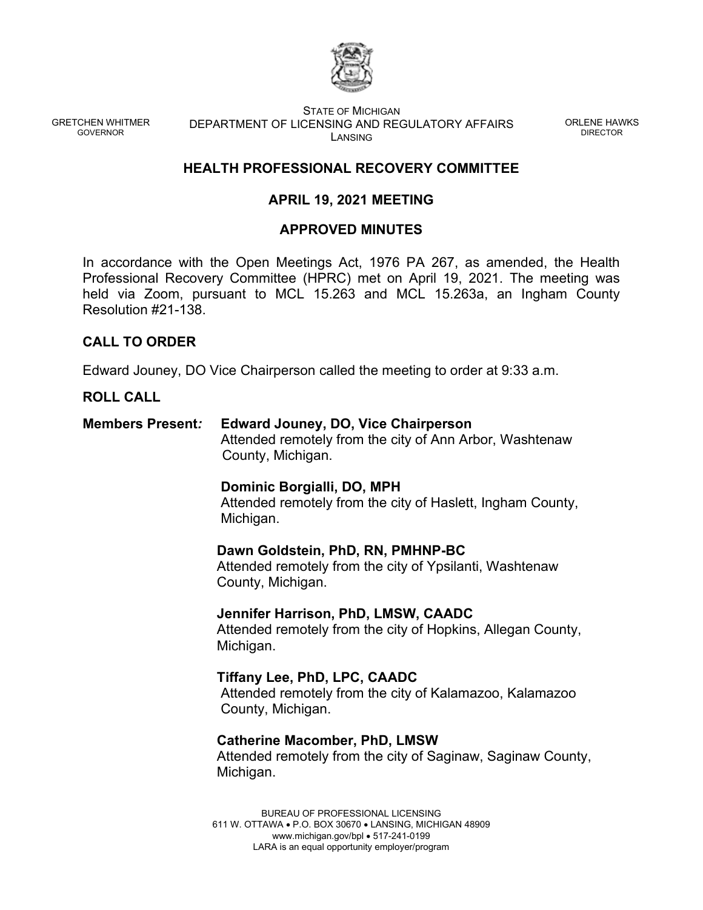GRETCHEN WHITMER
GOVERNOR

STATE OF MICHIGAN
DEPARTMENT OF LICENSING AND REGULATORY AFFAIRS
LANSING

ORLENE HAWKS
DIRECTOR

# HEALTH PROFESSIONAL RECOVERY COMMITTEE

## APRIL 19, 2021 MEETING

## APPROVED MINUTES

In accordance with the Open Meetings Act, 1976 PA 267, as amended, the Health Professional Recovery Committee (HPRC) met on April 19, 2021. The meeting was held via Zoom, pursuant to MCL 15.263 and MCL 15.263a, an Ingham County Resolution #21-138.

## CALL TO ORDER

Edward Jouney, DO Vice Chairperson called the meeting to order at 9:33 a.m.

## ROLL CALL

**Members Present*:*** **Edward Jouney, DO, Vice Chairperson**
Attended remotely from the city of Ann Arbor, Washtenaw County, Michigan.

**Dominic Borgialli, DO, MPH**
Attended remotely from the city of Haslett, Ingham County, Michigan.

**Dawn Goldstein, PhD, RN, PMHNP-BC**
Attended remotely from the city of Ypsilanti, Washtenaw County, Michigan.

**Jennifer Harrison, PhD, LMSW, CAADC**
Attended remotely from the city of Hopkins, Allegan County, Michigan.

**Tiffany Lee, PhD, LPC, CAADC**
Attended remotely from the city of Kalamazoo, Kalamazoo County, Michigan.

**Catherine Macomber, PhD, LMSW**
Attended remotely from the city of Saginaw, Saginaw County, Michigan.

BUREAU OF PROFESSIONAL LICENSING
611 W. OTTAWA • P.O. BOX 30670 • LANSING, MICHIGAN 48909
www.michigan.gov/bpl • 517-241-0199
LARA is an equal opportunity employer/program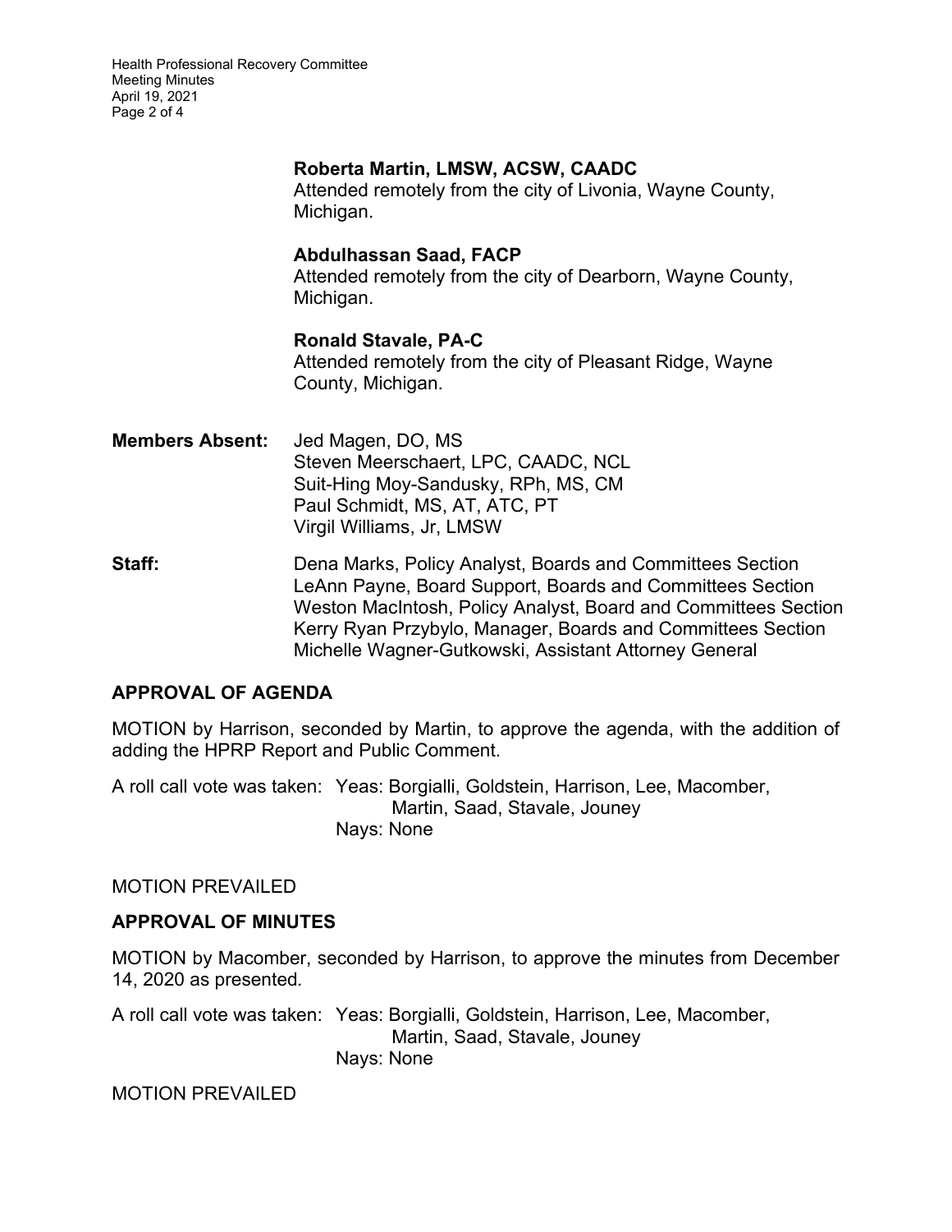**Roberta Martin, LMSW, ACSW, CAADC**
Attended remotely from the city of Livonia, Wayne County, Michigan.

**Abdulhassan Saad, FACP**
Attended remotely from the city of Dearborn, Wayne County, Michigan.

**Ronald Stavale, PA-C**
Attended remotely from the city of Pleasant Ridge, Wayne County, Michigan.

**Members Absent:** Jed Magen, DO, MS
Steven Meerschaert, LPC, CAADC, NCL
Suit-Hing Moy-Sandusky, RPh, MS, CM
Paul Schmidt, MS, AT, ATC, PT
Virgil Williams, Jr, LMSW

**Staff:** Dena Marks, Policy Analyst, Boards and Committees Section
LeAnn Payne, Board Support, Boards and Committees Section
Weston MacIntosh, Policy Analyst, Board and Committees Section
Kerry Ryan Przybylo, Manager, Boards and Committees Section
Michelle Wagner-Gutkowski, Assistant Attorney General

## APPROVAL OF AGENDA

MOTION by Harrison, seconded by Martin, to approve the agenda, with the addition of adding the HPRP Report and Public Comment.

A roll call vote was taken: Yeas: Borgialli, Goldstein, Harrison, Lee, Macomber, Martin, Saad, Stavale, Jouney
Nays: None

MOTION PREVAILED

## APPROVAL OF MINUTES

MOTION by Macomber, seconded by Harrison, to approve the minutes from December 14, 2020 as presented.

A roll call vote was taken: Yeas: Borgialli, Goldstein, Harrison, Lee, Macomber, Martin, Saad, Stavale, Jouney
Nays: None

MOTION PREVAILED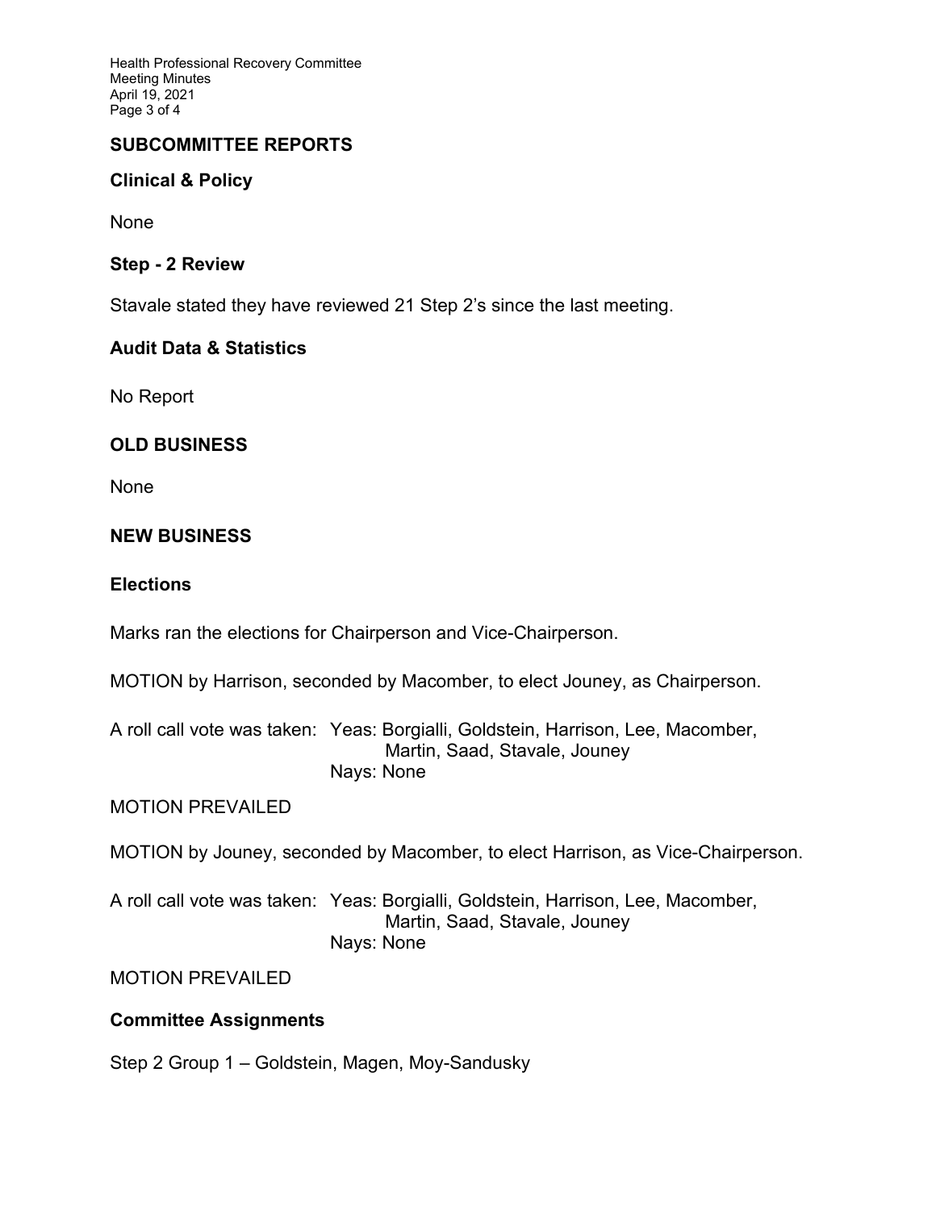## SUBCOMMITTEE REPORTS

### Clinical & Policy

None

### Step - 2 Review

Stavale stated they have reviewed 21 Step 2's since the last meeting.

### Audit Data & Statistics

No Report

## OLD BUSINESS

None

## NEW BUSINESS

### Elections

Marks ran the elections for Chairperson and Vice-Chairperson.

MOTION by Harrison, seconded by Macomber, to elect Jouney, as Chairperson.

A roll call vote was taken: Yeas: Borgialli, Goldstein, Harrison, Lee, Macomber, Martin, Saad, Stavale, Jouney
Nays: None

MOTION PREVAILED

MOTION by Jouney, seconded by Macomber, to elect Harrison, as Vice-Chairperson.

A roll call vote was taken: Yeas: Borgialli, Goldstein, Harrison, Lee, Macomber, Martin, Saad, Stavale, Jouney
Nays: None

MOTION PREVAILED

### Committee Assignments

Step 2 Group 1 – Goldstein, Magen, Moy-Sandusky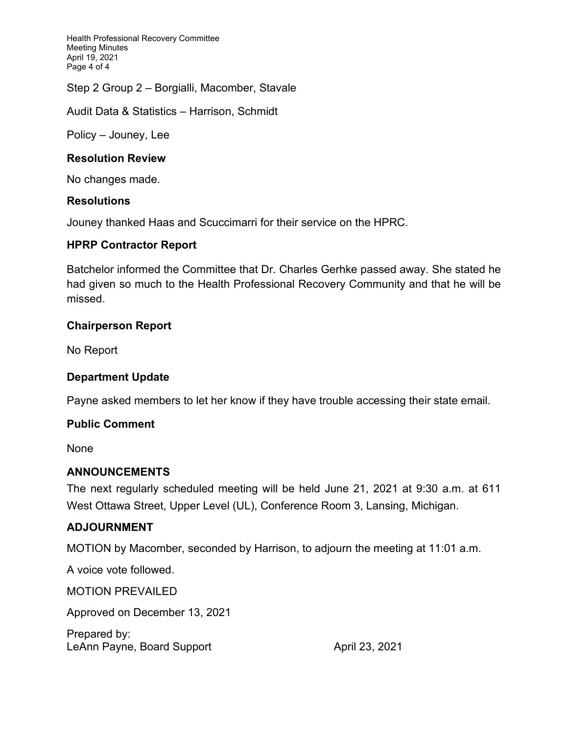Step 2 Group 2 – Borgialli, Macomber, Stavale

Audit Data & Statistics – Harrison, Schmidt

Policy – Jouney, Lee

## Resolution Review

No changes made.

## Resolutions

Jouney thanked Haas and Scuccimarri for their service on the HPRC.

## HPRP Contractor Report

Batchelor informed the Committee that Dr. Charles Gerhke passed away. She stated he had given so much to the Health Professional Recovery Community and that he will be missed.

## Chairperson Report

No Report

## Department Update

Payne asked members to let her know if they have trouble accessing their state email.

## Public Comment

None

## ANNOUNCEMENTS

The next regularly scheduled meeting will be held June 21, 2021 at 9:30 a.m. at 611 West Ottawa Street, Upper Level (UL), Conference Room 3, Lansing, Michigan.

## ADJOURNMENT

MOTION by Macomber, seconded by Harrison, to adjourn the meeting at 11:01 a.m.

A voice vote followed.

MOTION PREVAILED

Approved on December 13, 2021

Prepared by:
LeAnn Payne, Board Support April 23, 2021